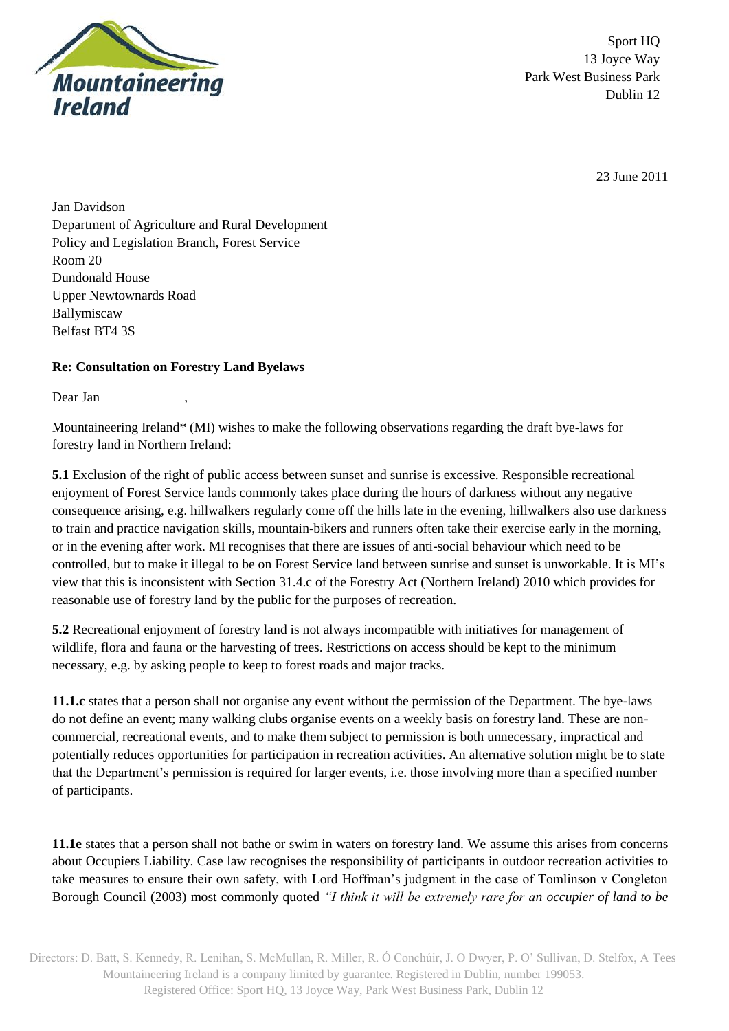Mountaineering Ireland

Sport HQ
13 Joyce Way
Park West Business Park
Dublin 12

23 June 2011

Jan Davidson
Department of Agriculture and Rural Development
Policy and Legislation Branch, Forest Service
Room 20
Dundonald House
Upper Newtownards Road
Ballymiscaw
Belfast BT4 3S

**Re: Consultation on Forestry Land Byelaws**

Dear Jan ,

Mountaineering Ireland* (MI) wishes to make the following observations regarding the draft bye-laws for forestry land in Northern Ireland:

**5.1** Exclusion of the right of public access between sunset and sunrise is excessive. Responsible recreational enjoyment of Forest Service lands commonly takes place during the hours of darkness without any negative consequence arising, e.g. hillwalkers regularly come off the hills late in the evening, hillwalkers also use darkness to train and practice navigation skills, mountain-bikers and runners often take their exercise early in the morning, or in the evening after work. MI recognises that there are issues of anti-social behaviour which need to be controlled, but to make it illegal to be on Forest Service land between sunrise and sunset is unworkable. It is MI's view that this is inconsistent with Section 31.4.c of the Forestry Act (Northern Ireland) 2010 which provides for reasonable use of forestry land by the public for the purposes of recreation.

**5.2** Recreational enjoyment of forestry land is not always incompatible with initiatives for management of wildlife, flora and fauna or the harvesting of trees. Restrictions on access should be kept to the minimum necessary, e.g. by asking people to keep to forest roads and major tracks.

**11.1.c** states that a person shall not organise any event without the permission of the Department. The bye-laws do not define an event; many walking clubs organise events on a weekly basis on forestry land. These are non-commercial, recreational events, and to make them subject to permission is both unnecessary, impractical and potentially reduces opportunities for participation in recreation activities. An alternative solution might be to state that the Department's permission is required for larger events, i.e. those involving more than a specified number of participants.

**11.1e** states that a person shall not bathe or swim in waters on forestry land. We assume this arises from concerns about Occupiers Liability. Case law recognises the responsibility of participants in outdoor recreation activities to take measures to ensure their own safety, with Lord Hoffman's judgment in the case of Tomlinson v Congleton Borough Council (2003) most commonly quoted *"I think it will be extremely rare for an occupier of land to be*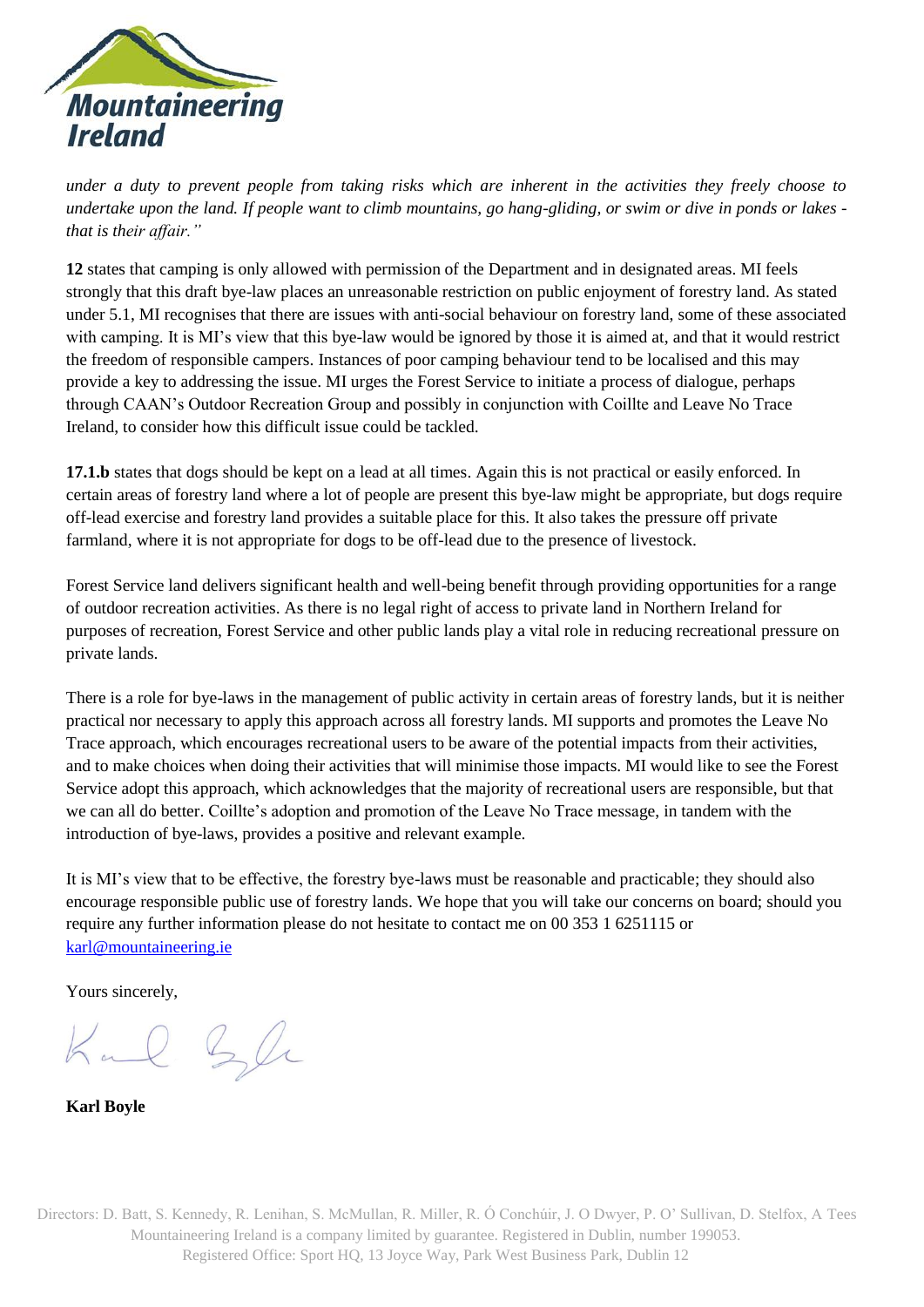*under a duty to prevent people from taking risks which are inherent in the activities they freely choose to undertake upon the land. If people want to climb mountains, go hang-gliding, or swim or dive in ponds or lakes - that is their affair."*

**12** states that camping is only allowed with permission of the Department and in designated areas. MI feels strongly that this draft bye-law places an unreasonable restriction on public enjoyment of forestry land. As stated under 5.1, MI recognises that there are issues with anti-social behaviour on forestry land, some of these associated with camping. It is MI's view that this bye-law would be ignored by those it is aimed at, and that it would restrict the freedom of responsible campers. Instances of poor camping behaviour tend to be localised and this may provide a key to addressing the issue. MI urges the Forest Service to initiate a process of dialogue, perhaps through CAAN's Outdoor Recreation Group and possibly in conjunction with Coillte and Leave No Trace Ireland, to consider how this difficult issue could be tackled.

**17.1.b** states that dogs should be kept on a lead at all times. Again this is not practical or easily enforced. In certain areas of forestry land where a lot of people are present this bye-law might be appropriate, but dogs require off-lead exercise and forestry land provides a suitable place for this. It also takes the pressure off private farmland, where it is not appropriate for dogs to be off-lead due to the presence of livestock.

Forest Service land delivers significant health and well-being benefit through providing opportunities for a range of outdoor recreation activities. As there is no legal right of access to private land in Northern Ireland for purposes of recreation, Forest Service and other public lands play a vital role in reducing recreational pressure on private lands.

There is a role for bye-laws in the management of public activity in certain areas of forestry lands, but it is neither practical nor necessary to apply this approach across all forestry lands. MI supports and promotes the Leave No Trace approach, which encourages recreational users to be aware of the potential impacts from their activities, and to make choices when doing their activities that will minimise those impacts. MI would like to see the Forest Service adopt this approach, which acknowledges that the majority of recreational users are responsible, but that we can all do better. Coillte's adoption and promotion of the Leave No Trace message, in tandem with the introduction of bye-laws, provides a positive and relevant example.

It is MI's view that to be effective, the forestry bye-laws must be reasonable and practicable; they should also encourage responsible public use of forestry lands. We hope that you will take our concerns on board; should you require any further information please do not hesitate to contact me on 00 353 1 6251115 or karl@mountaineering.ie

Yours sincerely,

**Karl Boyle**

Directors: D. Batt, S. Kennedy, R. Lenihan, S. McMullan, R. Miller, R. Ó Conchúir, J. O Dwyer, P. O' Sullivan, D. Stelfox, A Tees
Mountaineering Ireland is a company limited by guarantee. Registered in Dublin, number 199053.
Registered Office: Sport HQ, 13 Joyce Way, Park West Business Park, Dublin 12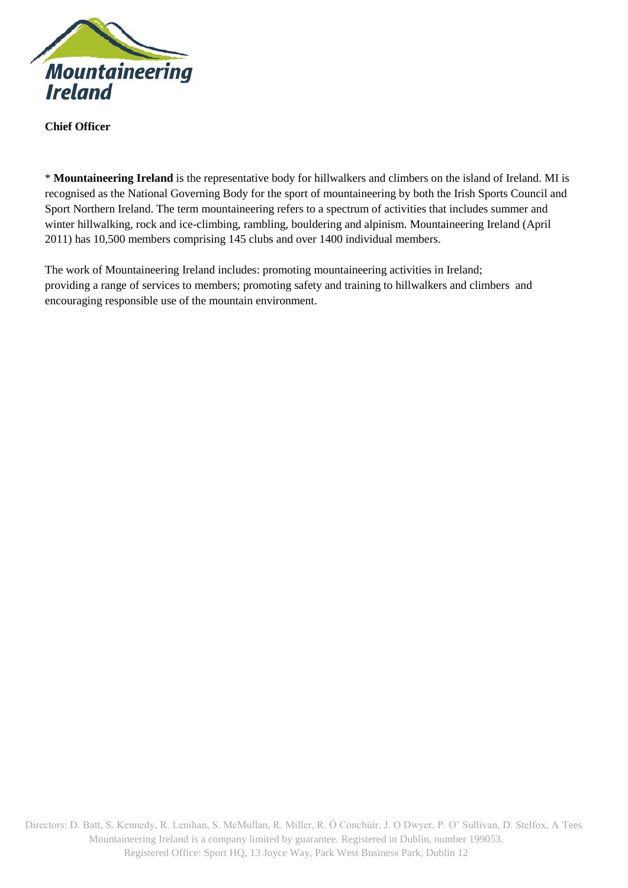**Chief Officer**

\* **Mountaineering Ireland** is the representative body for hillwalkers and climbers on the island of Ireland. MI is recognised as the National Governing Body for the sport of mountaineering by both the Irish Sports Council and Sport Northern Ireland. The term mountaineering refers to a spectrum of activities that includes summer and winter hillwalking, rock and ice-climbing, rambling, bouldering and alpinism. Mountaineering Ireland (April 2011) has 10,500 members comprising 145 clubs and over 1400 individual members.

The work of Mountaineering Ireland includes: promoting mountaineering activities in Ireland; providing a range of services to members; promoting safety and training to hillwalkers and climbers and encouraging responsible use of the mountain environment.

Directors: D. Batt, S. Kennedy, R. Lenihan, S. McMullan, R. Miller, R. Ó Conchúir, J. O Dwyer, P. O' Sullivan, D. Stelfox, A Tees
Mountaineering Ireland is a company limited by guarantee. Registered in Dublin, number 199053.
Registered Office: Sport HQ, 13 Joyce Way, Park West Business Park, Dublin 12